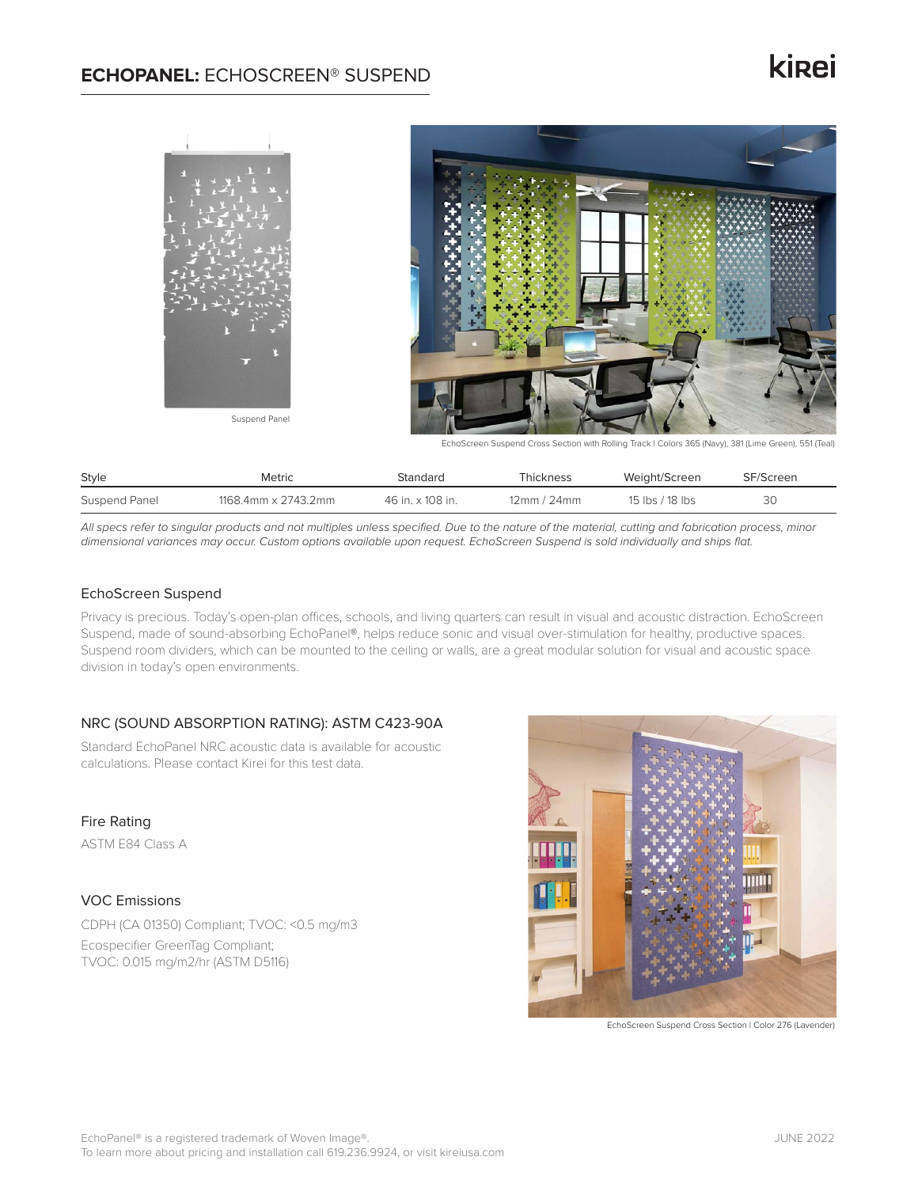# **ECHOPANEL:** ECHOSCREEN® SUSPEND

Suspend Panel

EchoScreen Suspend Cross Section with Rolling Track | Colors 365 (Navy), 381 (Lime Green), 551 (Teal)

| Style | Metric | Standard | Thickness | Weight/Screen | SF/Screen |
|---|---|---|---|---|---|
| Suspend Panel | 1168.4mm x 2743.2mm | 46 in. x 108 in. | 12mm / 24mm | 15 lbs / 18 lbs | 30 |

*All specs refer to singular products and not multiples unless specified. Due to the nature of the material, cutting and fabrication process, minor dimensional variances may occur. Custom options available upon request. EchoScreen Suspend is sold individually and ships flat.*

## EchoScreen Suspend

Privacy is precious. Today's open-plan offices, schools, and living quarters can result in visual and acoustic distraction. EchoScreen Suspend, made of sound-absorbing EchoPanel®, helps reduce sonic and visual over-stimulation for healthy, productive spaces. Suspend room dividers, which can be mounted to the ceiling or walls, are a great modular solution for visual and acoustic space division in today's open environments.

## NRC (SOUND ABSORPTION RATING): ASTM C423-90A

Standard EchoPanel NRC acoustic data is available for acoustic calculations. Please contact Kirei for this test data.

## Fire Rating

ASTM E84 Class A

## VOC Emissions

CDPH (CA 01350) Compliant; TVOC: <0.5 mg/m3

Ecospecifier GreenTag Compliant;
TVOC: 0.015 mg/m2/hr (ASTM D5116)

EchoScreen Suspend Cross Section | Color 276 (Lavender)

EchoPanel® is a registered trademark of Woven Image®.
To learn more about pricing and installation call 619.236.9924, or visit kireiusa.com

JUNE 2022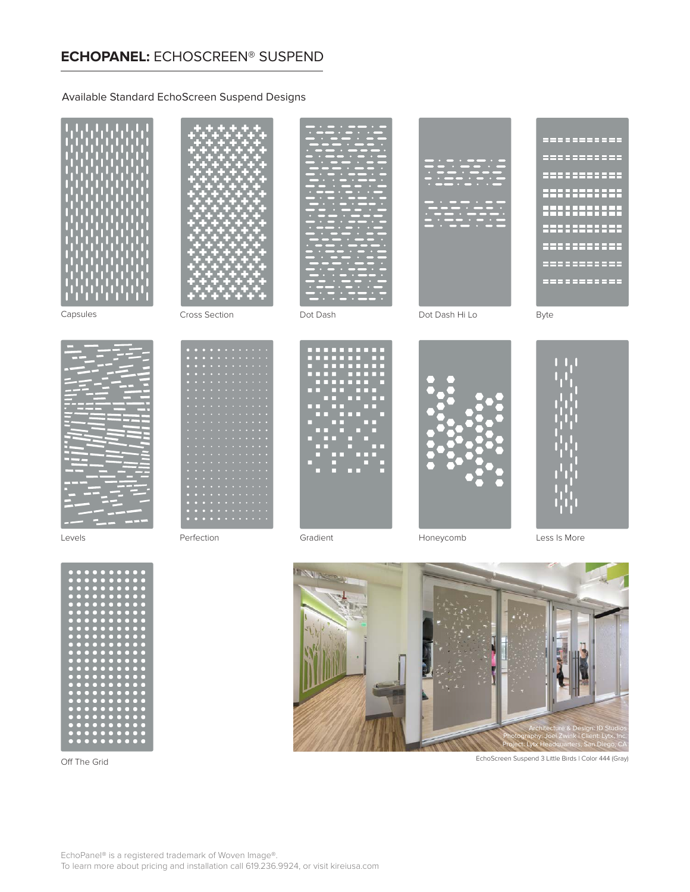## **ECHOPANEL:** ECHOSCREEN® SUSPEND

Available Standard EchoScreen Suspend Designs

Capsules

Cross Section

Dot Dash

Dot Dash Hi Lo

Byte

Levels

Perfection

Gradient

Honeycomb

Less Is More

Off The Grid

Architecture & Design: ID Studios
Photography: Joel Zwink | Client: Lytx, Inc.
Project: Lytx Headquarters, San Diego, CA

EchoScreen Suspend 3 Little Birds | Color 444 (Gray)

EchoPanel® is a registered trademark of Woven Image®.
To learn more about pricing and installation call 619.236.9924, or visit kireiusa.com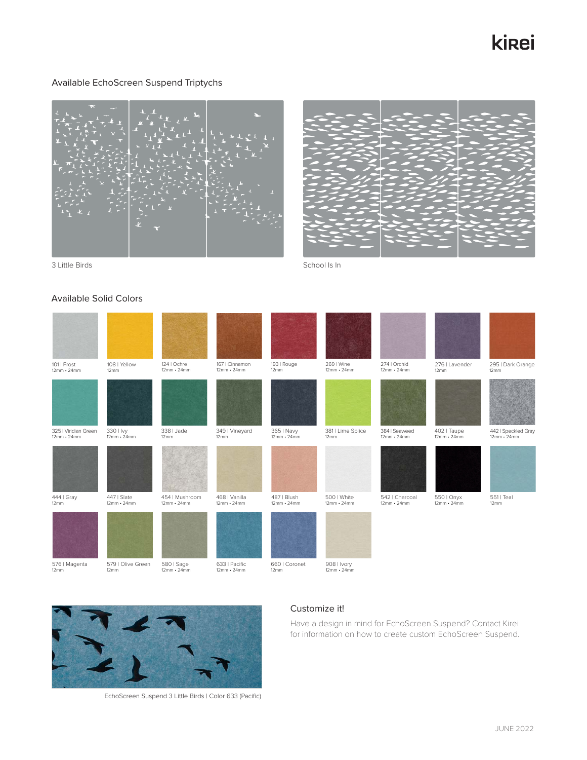## Available EchoScreen Suspend Triptychs

3 Little Birds

School Is In

## Available Solid Colors

| Color | Thickness |
|---|---|
| 101 \| Frost | 12mm • 24mm |
| 108 \| Yellow | 12mm |
| 124 \| Ochre | 12mm • 24mm |
| 167 \| Cinnamon | 12mm • 24mm |
| 193 \| Rouge | 12mm |
| 269 \| Wine | 12mm • 24mm |
| 274 \| Orchid | 12mm • 24mm |
| 276 \| Lavender | 12mm |
| 295 \| Dark Orange | 12mm |
| 325 \| Viridian Green | 12mm • 24mm |
| 330 \| Ivy | 12mm • 24mm |
| 338 \| Jade | 12mm |
| 349 \| Vineyard | 12mm |
| 365 \| Navy | 12mm • 24mm |
| 381 \| Lime Splice | 12mm |
| 384 \| Seaweed | 12mm • 24mm |
| 402 \| Taupe | 12mm • 24mm |
| 442 \| Speckled Gray | 12mm • 24mm |
| 444 \| Gray | 12mm |
| 447 \| Slate | 12mm • 24mm |
| 454 \| Mushroom | 12mm • 24mm |
| 468 \| Vanilla | 12mm • 24mm |
| 487 \| Blush | 12mm • 24mm |
| 500 \| White | 12mm • 24mm |
| 542 \| Charcoal | 12mm • 24mm |
| 550 \| Onyx | 12mm • 24mm |
| 551 \| Teal | 12mm |
| 576 \| Magenta | 12mm |
| 579 \| Olive Green | 12mm |
| 580 \| Sage | 12mm • 24mm |
| 633 \| Pacific | 12mm • 24mm |
| 660 \| Coronet | 12mm |
| 908 \| Ivory | 12mm • 24mm |

EchoScreen Suspend 3 Little Birds | Color 633 (Pacific)

### Customize it!

Have a design in mind for EchoScreen Suspend? Contact Kirei for information on how to create custom EchoScreen Suspend.

JUNE 2022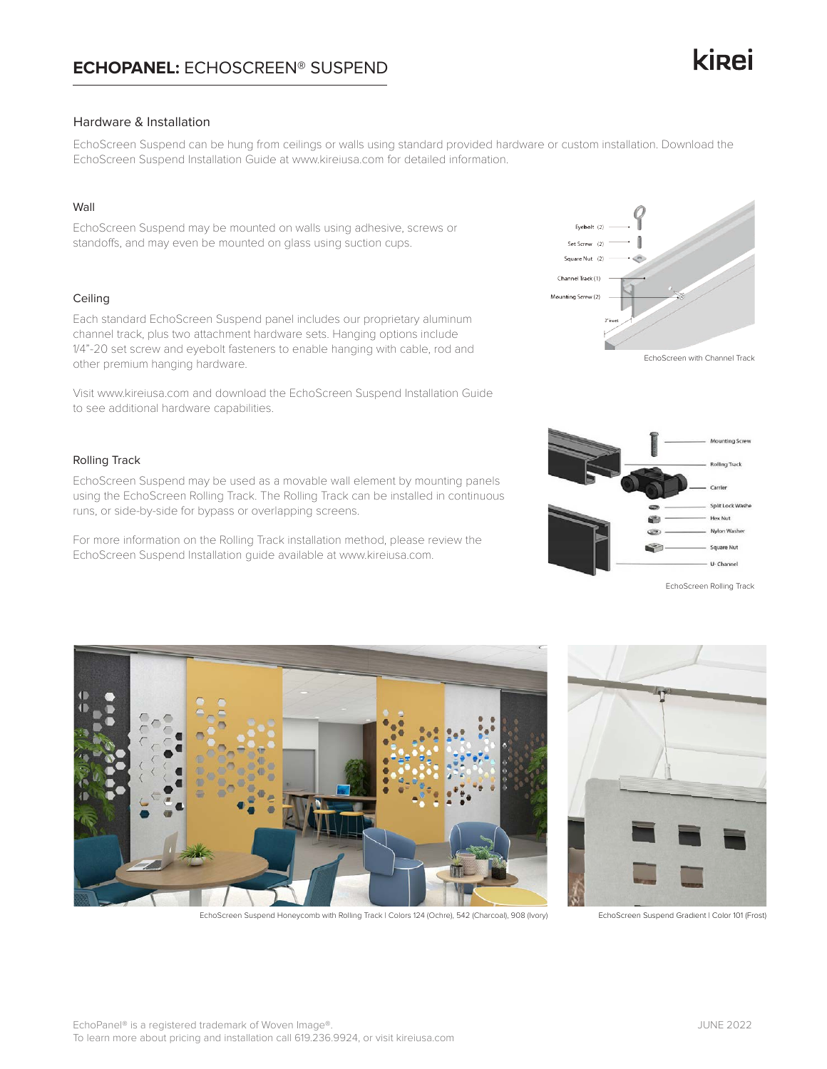## ECHOPANEL: ECHOSCREEN® SUSPEND

### Hardware & Installation

EchoScreen Suspend can be hung from ceilings or walls using standard provided hardware or custom installation. Download the EchoScreen Suspend Installation Guide at www.kireiusa.com for detailed information.

#### Wall

EchoScreen Suspend may be mounted on walls using adhesive, screws or standoffs, and may even be mounted on glass using suction cups.

#### Ceiling

Each standard EchoScreen Suspend panel includes our proprietary aluminum channel track, plus two attachment hardware sets. Hanging options include 1/4"-20 set screw and eyebolt fasteners to enable hanging with cable, rod and other premium hanging hardware.

Visit www.kireiusa.com and download the EchoScreen Suspend Installation Guide to see additional hardware capabilities.

Eyebolt (2)
Set Screw (2)
Square Nut (2)
Channel Track (1)
Mounting Screw (2)
3" inset

EchoScreen with Channel Track

#### Rolling Track

EchoScreen Suspend may be used as a movable wall element by mounting panels using the EchoScreen Rolling Track. The Rolling Track can be installed in continuous runs, or side-by-side for bypass or overlapping screens.

For more information on the Rolling Track installation method, please review the EchoScreen Suspend Installation guide available at www.kireiusa.com.

Mounting Screw
Rolling Track
Carrier
Split Lock Washe
Hex Nut
Nylon Washer
Square Nut
U-Channel

EchoScreen Rolling Track

EchoScreen Suspend Honeycomb with Rolling Track | Colors 124 (Ochre), 542 (Charcoal), 908 (Ivory)

EchoScreen Suspend Gradient | Color 101 (Frost)

EchoPanel® is a registered trademark of Woven Image®.
To learn more about pricing and installation call 619.236.9924, or visit kireiusa.com

JUNE 2022